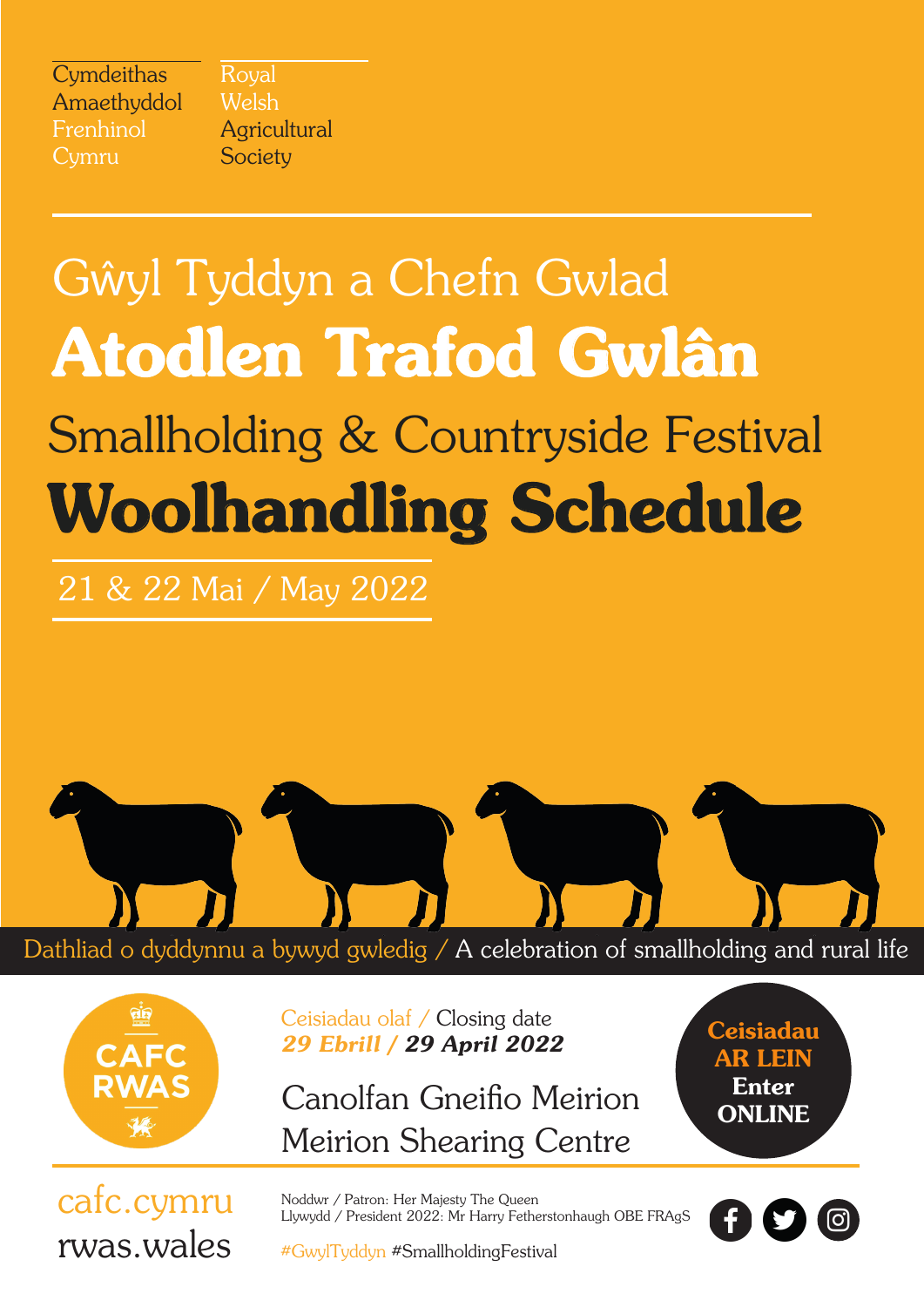Cymdeithas Amaethyddol Frenhinol Cymru

Royal Welsh Agricultural Society

# Gŵyl Tyddyn a Chefn Gwlad
# **Atodlen Trafod Gwlân**

# Smallholding & Countryside Festival
# **Woolhandling Schedule**

21 & 22 Mai / May 2022

Dathliad o dyddynnu a bywyd gwledig / A celebration of smallholding and rural life

CAFC RWAS

Ceisiadau olaf / Closing date
***29 Ebrill / 29 April 2022***

Canolfan Gneifio Meirion
Meirion Shearing Centre

**Ceisiadau AR LEIN**
**Enter ONLINE**

cafc.cymru
rwas.wales

Noddwr / Patron: Her Majesty The Queen
Llywydd / President 2022: Mr Harry Fetherstonhaugh OBE FRAgS

#GwylTyddyn #SmallholdingFestival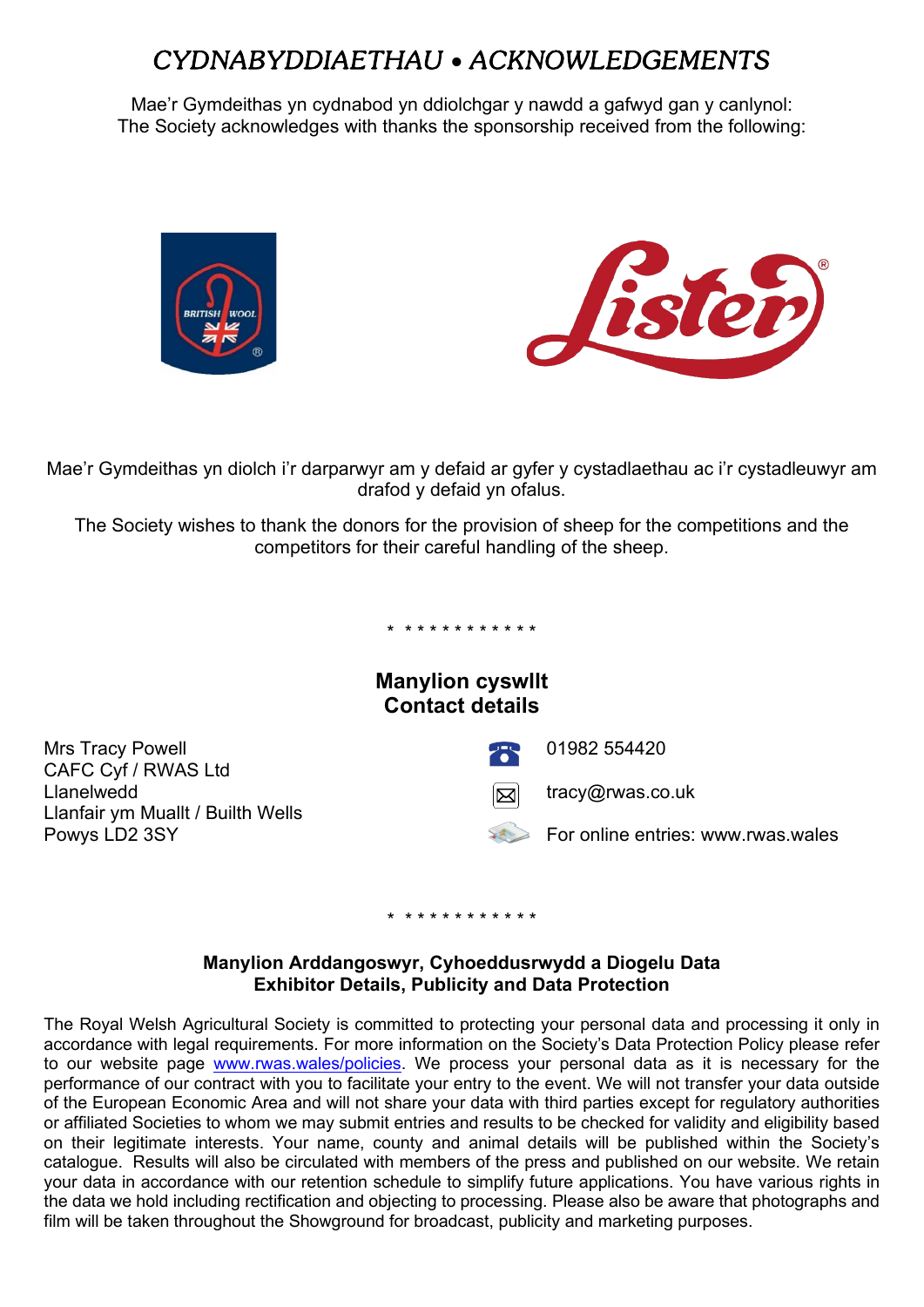# *CYDNABYDDIAETHAU • ACKNOWLEDGEMENTS*

Mae'r Gymdeithas yn cydnabod yn ddiolchgar y nawdd a gafwyd gan y canlynol:
The Society acknowledges with thanks the sponsorship received from the following:

Mae'r Gymdeithas yn diolch i'r darparwyr am y defaid ar gyfer y cystadlaethau ac i'r cystadleuwyr am drafod y defaid yn ofalus.

The Society wishes to thank the donors for the provision of sheep for the competitions and the competitors for their careful handling of the sheep.

\* \* \* \* \* \* \* \* \* \* \* \*

## Manylion cyswllt
## Contact details

Mrs Tracy Powell
CAFC Cyf / RWAS Ltd
Llanelwedd
Llanfair ym Muallt / Builth Wells
Powys LD2 3SY

01982 554420

tracy@rwas.co.uk

For online entries: www.rwas.wales

\* \* \* \* \* \* \* \* \* \* \* \*

### Manylion Arddangoswyr, Cyhoeddusrwydd a Diogelu Data
### Exhibitor Details, Publicity and Data Protection

The Royal Welsh Agricultural Society is committed to protecting your personal data and processing it only in accordance with legal requirements. For more information on the Society's Data Protection Policy please refer to our website page www.rwas.wales/policies. We process your personal data as it is necessary for the performance of our contract with you to facilitate your entry to the event. We will not transfer your data outside of the European Economic Area and will not share your data with third parties except for regulatory authorities or affiliated Societies to whom we may submit entries and results to be checked for validity and eligibility based on their legitimate interests. Your name, county and animal details will be published within the Society's catalogue. Results will also be circulated with members of the press and published on our website. We retain your data in accordance with our retention schedule to simplify future applications. You have various rights in the data we hold including rectification and objecting to processing. Please also be aware that photographs and film will be taken throughout the Showground for broadcast, publicity and marketing purposes.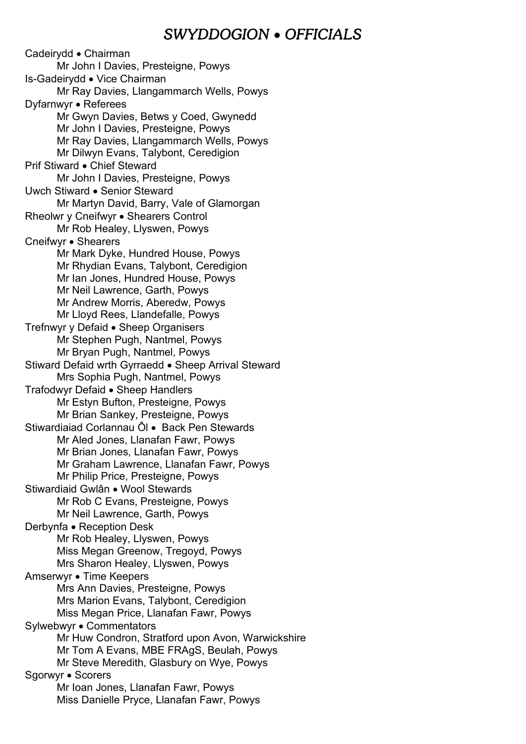# *SWYDDOGION • OFFICIALS*

Cadeirydd • Chairman
- Mr John I Davies, Presteigne, Powys

Is-Gadeirydd • Vice Chairman
- Mr Ray Davies, Llangammarch Wells, Powys

Dyfarnwyr • Referees
- Mr Gwyn Davies, Betws y Coed, Gwynedd
- Mr John I Davies, Presteigne, Powys
- Mr Ray Davies, Llangammarch Wells, Powys
- Mr Dilwyn Evans, Talybont, Ceredigion

Prif Stiward • Chief Steward
- Mr John I Davies, Presteigne, Powys

Uwch Stiward • Senior Steward
- Mr Martyn David, Barry, Vale of Glamorgan

Rheolwr y Cneifwyr • Shearers Control
- Mr Rob Healey, Llyswen, Powys

Cneifwyr • Shearers
- Mr Mark Dyke, Hundred House, Powys
- Mr Rhydian Evans, Talybont, Ceredigion
- Mr Ian Jones, Hundred House, Powys
- Mr Neil Lawrence, Garth, Powys
- Mr Andrew Morris, Aberedw, Powys
- Mr Lloyd Rees, Llandefalle, Powys

Trefnwyr y Defaid • Sheep Organisers
- Mr Stephen Pugh, Nantmel, Powys
- Mr Bryan Pugh, Nantmel, Powys

Stiward Defaid wrth Gyrraedd • Sheep Arrival Steward
- Mrs Sophia Pugh, Nantmel, Powys

Trafodwyr Defaid • Sheep Handlers
- Mr Estyn Bufton, Presteigne, Powys
- Mr Brian Sankey, Presteigne, Powys

Stiwardiaiad Corlannau Ôl • Back Pen Stewards
- Mr Aled Jones, Llanafan Fawr, Powys
- Mr Brian Jones, Llanafan Fawr, Powys
- Mr Graham Lawrence, Llanafan Fawr, Powys
- Mr Philip Price, Presteigne, Powys

Stiwardiaid Gwlân • Wool Stewards
- Mr Rob C Evans, Presteigne, Powys
- Mr Neil Lawrence, Garth, Powys

Derbynfa • Reception Desk
- Mr Rob Healey, Llyswen, Powys
- Miss Megan Greenow, Tregoyd, Powys
- Mrs Sharon Healey, Llyswen, Powys

Amserwyr • Time Keepers
- Mrs Ann Davies, Presteigne, Powys
- Mrs Marion Evans, Talybont, Ceredigion
- Miss Megan Price, Llanafan Fawr, Powys

Sylwebwyr • Commentators
- Mr Huw Condron, Stratford upon Avon, Warwickshire
- Mr Tom A Evans, MBE FRAgS, Beulah, Powys
- Mr Steve Meredith, Glasbury on Wye, Powys

Sgorwyr • Scorers
- Mr Ioan Jones, Llanafan Fawr, Powys
- Miss Danielle Pryce, Llanafan Fawr, Powys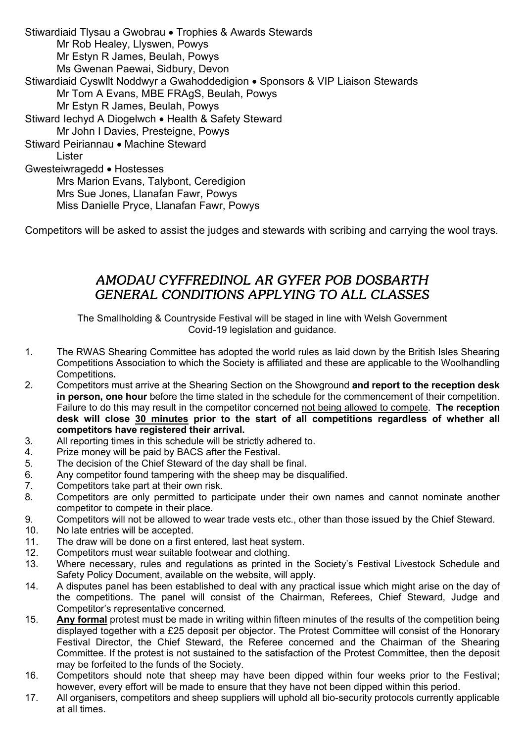Stiwardiaid Tlysau a Gwobrau • Trophies & Awards Stewards
- Mr Rob Healey, Llyswen, Powys
- Mr Estyn R James, Beulah, Powys
- Ms Gwenan Paewai, Sidbury, Devon

Stiwardiaid Cyswllt Noddwyr a Gwahoddedigion • Sponsors & VIP Liaison Stewards
- Mr Tom A Evans, MBE FRAgS, Beulah, Powys
- Mr Estyn R James, Beulah, Powys

Stiward Iechyd A Diogelwch • Health & Safety Steward
- Mr John I Davies, Presteigne, Powys

Stiward Peiriannau • Machine Steward
- Lister

Gwesteiwragedd • Hostesses
- Mrs Marion Evans, Talybont, Ceredigion
- Mrs Sue Jones, Llanafan Fawr, Powys
- Miss Danielle Pryce, Llanafan Fawr, Powys

Competitors will be asked to assist the judges and stewards with scribing and carrying the wool trays.

## *AMODAU CYFFREDINOL AR GYFER POB DOSBARTH*
## *GENERAL CONDITIONS APPLYING TO ALL CLASSES*

The Smallholding & Countryside Festival will be staged in line with Welsh Government Covid-19 legislation and guidance.

1. The RWAS Shearing Committee has adopted the world rules as laid down by the British Isles Shearing Competitions Association to which the Society is affiliated and these are applicable to the Woolhandling Competitions**.**
2. Competitors must arrive at the Shearing Section on the Showground **and report to the reception desk in person, one hour** before the time stated in the schedule for the commencement of their competition. Failure to do this may result in the competitor concerned not being allowed to compete. **The reception desk will close 30 minutes prior to the start of all competitions regardless of whether all competitors have registered their arrival.**
3. All reporting times in this schedule will be strictly adhered to.
4. Prize money will be paid by BACS after the Festival.
5. The decision of the Chief Steward of the day shall be final.
6. Any competitor found tampering with the sheep may be disqualified.
7. Competitors take part at their own risk.
8. Competitors are only permitted to participate under their own names and cannot nominate another competitor to compete in their place.
9. Competitors will not be allowed to wear trade vests etc., other than those issued by the Chief Steward.
10. No late entries will be accepted.
11. The draw will be done on a first entered, last heat system.
12. Competitors must wear suitable footwear and clothing.
13. Where necessary, rules and regulations as printed in the Society's Festival Livestock Schedule and Safety Policy Document, available on the website, will apply.
14. A disputes panel has been established to deal with any practical issue which might arise on the day of the competitions. The panel will consist of the Chairman, Referees, Chief Steward, Judge and Competitor's representative concerned.
15. **Any formal** protest must be made in writing within fifteen minutes of the results of the competition being displayed together with a £25 deposit per objector. The Protest Committee will consist of the Honorary Festival Director, the Chief Steward, the Referee concerned and the Chairman of the Shearing Committee. If the protest is not sustained to the satisfaction of the Protest Committee, then the deposit may be forfeited to the funds of the Society.
16. Competitors should note that sheep may have been dipped within four weeks prior to the Festival; however, every effort will be made to ensure that they have not been dipped within this period.
17. All organisers, competitors and sheep suppliers will uphold all bio-security protocols currently applicable at all times.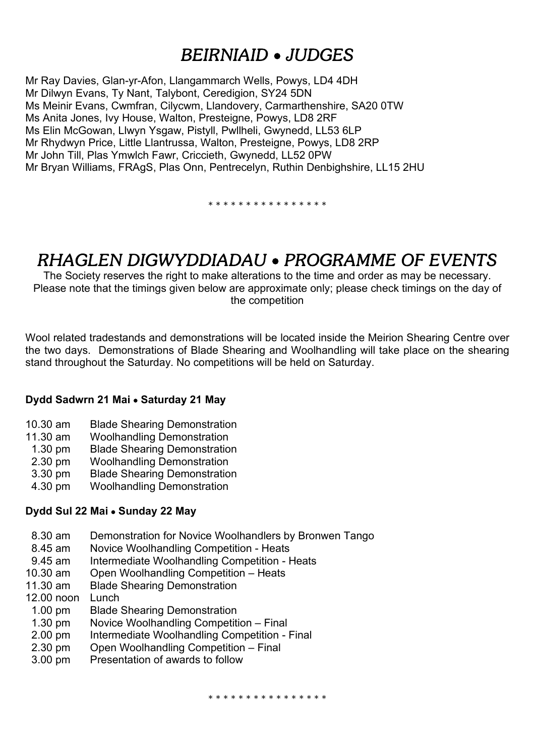# *BEIRNIAID • JUDGES*

Mr Ray Davies, Glan-yr-Afon, Llangammarch Wells, Powys, LD4 4DH
Mr Dilwyn Evans, Ty Nant, Talybont, Ceredigion, SY24 5DN
Ms Meinir Evans, Cwmfran, Cilycwm, Llandovery, Carmarthenshire, SA20 0TW
Ms Anita Jones, Ivy House, Walton, Presteigne, Powys, LD8 2RF
Ms Elin McGowan, Llwyn Ysgaw, Pistyll, Pwllheli, Gwynedd, LL53 6LP
Mr Rhydwyn Price, Little Llantrussa, Walton, Presteigne, Powys, LD8 2RP
Mr John Till, Plas Ymwlch Fawr, Criccieth, Gwynedd, LL52 0PW
Mr Bryan Williams, FRAgS, Plas Onn, Pentrecelyn, Ruthin Denbighshire, LL15 2HU

* * * * * * * * * * * * * * * *

# *RHAGLEN DIGWYDDIADAU • PROGRAMME OF EVENTS*

The Society reserves the right to make alterations to the time and order as may be necessary. Please note that the timings given below are approximate only; please check timings on the day of the competition

Wool related tradestands and demonstrations will be located inside the Meirion Shearing Centre over the two days. Demonstrations of Blade Shearing and Woolhandling will take place on the shearing stand throughout the Saturday. No competitions will be held on Saturday.

**Dydd Sadwrn 21 Mai • Saturday 21 May**

| | |
|---|---|
| 10.30 am | Blade Shearing Demonstration |
| 11.30 am | Woolhandling Demonstration |
| 1.30 pm | Blade Shearing Demonstration |
| 2.30 pm | Woolhandling Demonstration |
| 3.30 pm | Blade Shearing Demonstration |
| 4.30 pm | Woolhandling Demonstration |

**Dydd Sul 22 Mai • Sunday 22 May**

| | |
|---|---|
| 8.30 am | Demonstration for Novice Woolhandlers by Bronwen Tango |
| 8.45 am | Novice Woolhandling Competition - Heats |
| 9.45 am | Intermediate Woolhandling Competition - Heats |
| 10.30 am | Open Woolhandling Competition – Heats |
| 11.30 am | Blade Shearing Demonstration |
| 12.00 noon | Lunch |
| 1.00 pm | Blade Shearing Demonstration |
| 1.30 pm | Novice Woolhandling Competition – Final |
| 2.00 pm | Intermediate Woolhandling Competition - Final |
| 2.30 pm | Open Woolhandling Competition – Final |
| 3.00 pm | Presentation of awards to follow |

* * * * * * * * * * * * * * * *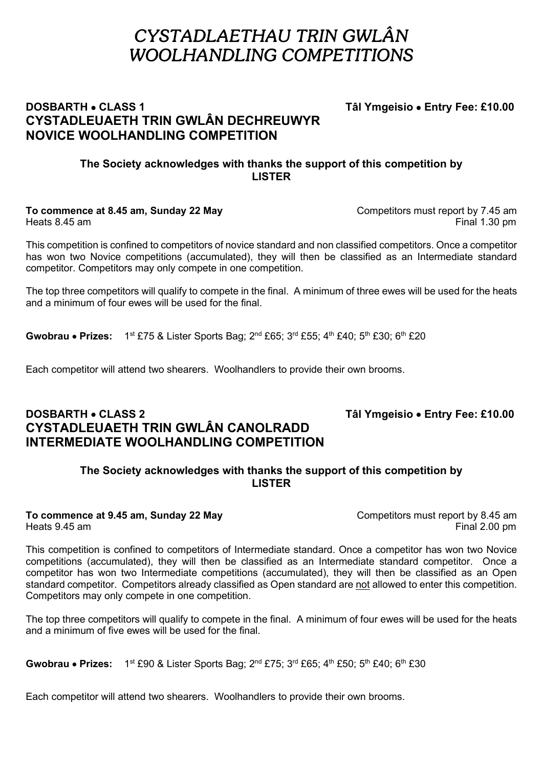# *CYSTADLAETHAU TRIN GWLÂN*
# *WOOLHANDLING COMPETITIONS*

## DOSBARTH • CLASS 1 — Tâl Ymgeisio • Entry Fee: £10.00
## CYSTADLEUAETH TRIN GWLÂN DECHREUWYR
## NOVICE WOOLHANDLING COMPETITION

**The Society acknowledges with thanks the support of this competition by LISTER**

**To commence at 8.45 am, Sunday 22 May** — Competitors must report by 7.45 am
Heats 8.45 am — Final 1.30 pm

This competition is confined to competitors of novice standard and non classified competitors. Once a competitor has won two Novice competitions (accumulated), they will then be classified as an Intermediate standard competitor. Competitors may only compete in one competition.

The top three competitors will qualify to compete in the final. A minimum of three ewes will be used for the heats and a minimum of four ewes will be used for the final.

**Gwobrau • Prizes:** 1st £75 & Lister Sports Bag; 2nd £65; 3rd £55; 4th £40; 5th £30; 6th £20

Each competitor will attend two shearers. Woolhandlers to provide their own brooms.

## DOSBARTH • CLASS 2 — Tâl Ymgeisio • Entry Fee: £10.00
## CYSTADLEUAETH TRIN GWLÂN CANOLRADD
## INTERMEDIATE WOOLHANDLING COMPETITION

**The Society acknowledges with thanks the support of this competition by LISTER**

**To commence at 9.45 am, Sunday 22 May** — Competitors must report by 8.45 am
Heats 9.45 am — Final 2.00 pm

This competition is confined to competitors of Intermediate standard. Once a competitor has won two Novice competitions (accumulated), they will then be classified as an Intermediate standard competitor. Once a competitor has won two Intermediate competitions (accumulated), they will then be classified as an Open standard competitor. Competitors already classified as Open standard are not allowed to enter this competition. Competitors may only compete in one competition.

The top three competitors will qualify to compete in the final. A minimum of four ewes will be used for the heats and a minimum of five ewes will be used for the final.

**Gwobrau • Prizes:** 1st £90 & Lister Sports Bag; 2nd £75; 3rd £65; 4th £50; 5th £40; 6th £30

Each competitor will attend two shearers. Woolhandlers to provide their own brooms.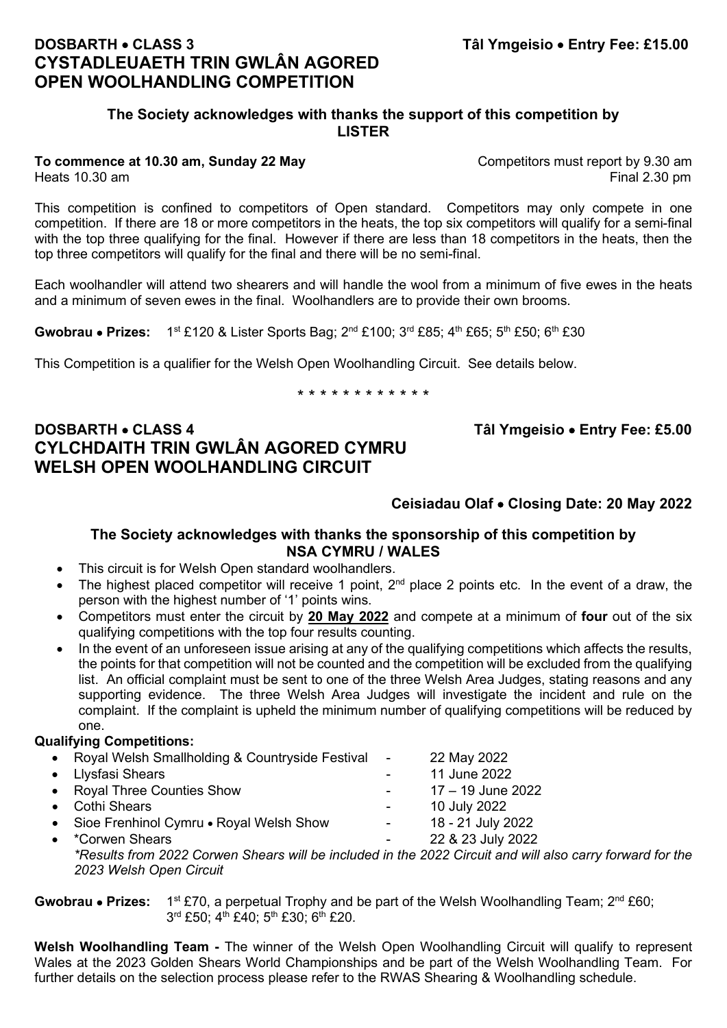## DOSBARTH • CLASS 3 — Tâl Ymgeisio • Entry Fee: £15.00

## CYSTADLEUAETH TRIN GWLÂN AGORED
## OPEN WOOLHANDLING COMPETITION

**The Society acknowledges with thanks the support of this competition by LISTER**

**To commence at 10.30 am, Sunday 22 May** — Competitors must report by 9.30 am

Heats 10.30 am — Final 2.30 pm

This competition is confined to competitors of Open standard. Competitors may only compete in one competition. If there are 18 or more competitors in the heats, the top six competitors will qualify for a semi-final with the top three qualifying for the final. However if there are less than 18 competitors in the heats, then the top three competitors will qualify for the final and there will be no semi-final.

Each woolhandler will attend two shearers and will handle the wool from a minimum of five ewes in the heats and a minimum of seven ewes in the final. Woolhandlers are to provide their own brooms.

**Gwobrau • Prizes:** 1st £120 & Lister Sports Bag; 2nd £100; 3rd £85; 4th £65; 5th £50; 6th £30

This Competition is a qualifier for the Welsh Open Woolhandling Circuit. See details below.

* * * * * * * * * * * *

## DOSBARTH • CLASS 4 — Tâl Ymgeisio • Entry Fee: £5.00

## CYLCHDAITH TRIN GWLÂN AGORED CYMRU
## WELSH OPEN WOOLHANDLING CIRCUIT

**Ceisiadau Olaf • Closing Date: 20 May 2022**

**The Society acknowledges with thanks the sponsorship of this competition by NSA CYMRU / WALES**

- This circuit is for Welsh Open standard woolhandlers.
- The highest placed competitor will receive 1 point, 2nd place 2 points etc. In the event of a draw, the person with the highest number of '1' points wins.
- Competitors must enter the circuit by **20 May 2022** and compete at a minimum of **four** out of the six qualifying competitions with the top four results counting.
- In the event of an unforeseen issue arising at any of the qualifying competitions which affects the results, the points for that competition will not be counted and the competition will be excluded from the qualifying list. An official complaint must be sent to one of the three Welsh Area Judges, stating reasons and any supporting evidence. The three Welsh Area Judges will investigate the incident and rule on the complaint. If the complaint is upheld the minimum number of qualifying competitions will be reduced by one.

**Qualifying Competitions:**

- Royal Welsh Smallholding & Countryside Festival - 22 May 2022
- Llysfasi Shears - 11 June 2022
- Royal Three Counties Show - 17 – 19 June 2022
- Cothi Shears - 10 July 2022
- Sioe Frenhinol Cymru • Royal Welsh Show - 18 - 21 July 2022
- *Corwen Shears - 22 & 23 July 2022

*\*Results from 2022 Corwen Shears will be included in the 2022 Circuit and will also carry forward for the 2023 Welsh Open Circuit*

**Gwobrau • Prizes:** 1st £70, a perpetual Trophy and be part of the Welsh Woolhandling Team; 2nd £60; 3rd £50; 4th £40; 5th £30; 6th £20.

**Welsh Woolhandling Team -** The winner of the Welsh Open Woolhandling Circuit will qualify to represent Wales at the 2023 Golden Shears World Championships and be part of the Welsh Woolhandling Team. For further details on the selection process please refer to the RWAS Shearing & Woolhandling schedule.